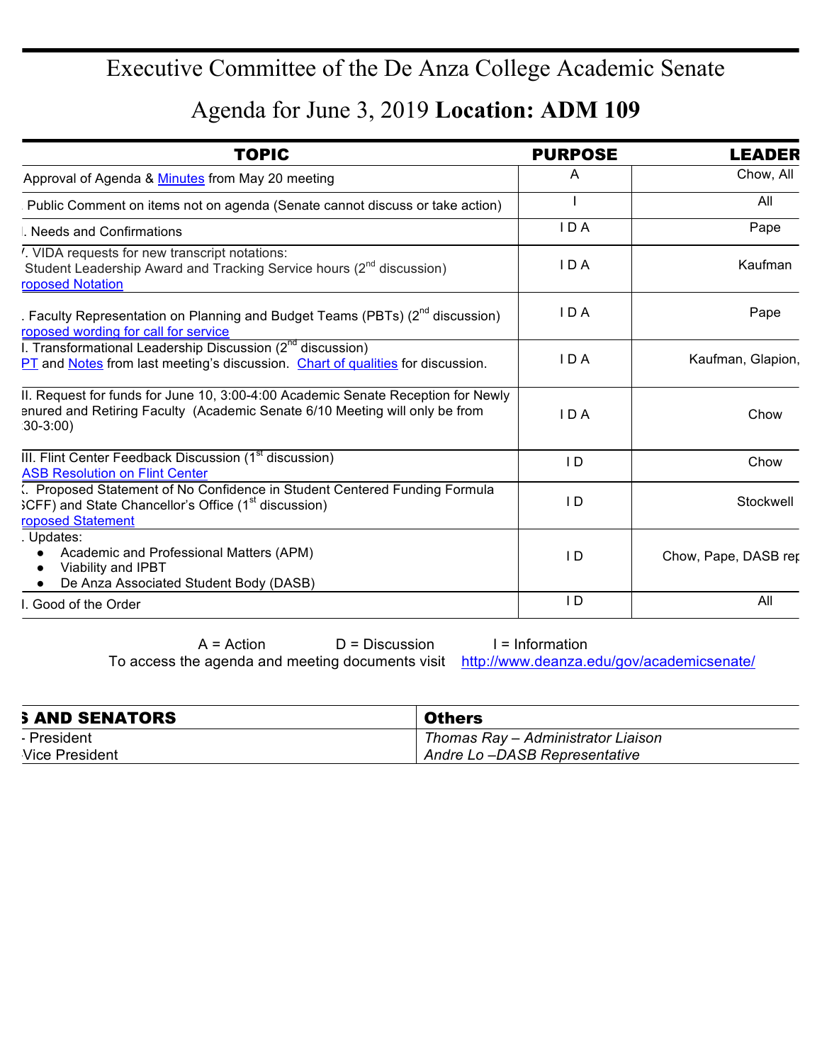# Executive Committee of the De Anza College Academic Senate

## Agenda for June 3, 2019 **Location: ADM 109**

| TOPIC | PURPOSE | LEADER |
|---|---|---|
| Approval of Agenda & Minutes from May 20 meeting | A | Chow, All |
| Public Comment on items not on agenda (Senate cannot discuss or take action) | I | All |
| I. Needs and Confirmations | I D A | Pape |
| /. VIDA requests for new transcript notations: Student Leadership Award and Tracking Service hours (2nd discussion) roposed Notation | I D A | Kaufman |
| . Faculty Representation on Planning and Budget Teams (PBTs) (2nd discussion) roposed wording for call for service | I D A | Pape |
| I. Transformational Leadership Discussion (2nd discussion) PT and Notes from last meeting's discussion. Chart of qualities for discussion. | I D A | Kaufman, Glapion, |
| II. Request for funds for June 10, 3:00-4:00 Academic Senate Reception for Newly enured and Retiring Faculty (Academic Senate 6/10 Meeting will only be from :30-3:00) | I D A | Chow |
| III. Flint Center Feedback Discussion (1st discussion) ASB Resolution on Flint Center | I D | Chow |
| (. Proposed Statement of No Confidence in Student Centered Funding Formula SCFF) and State Chancellor's Office (1st discussion) roposed Statement | I D | Stockwell |
| . Updates: <br>● Academic and Professional Matters (APM)<br>● Viability and IPBT<br>● De Anza Associated Student Body (DASB) | I D | Chow, Pape, DASB rep |
| I. Good of the Order | I D | All |

A = Action D = Discussion I = Information

To access the agenda and meeting documents visit http://www.deanza.edu/gov/academicsenate/

| S AND SENATORS | Others |
|---|---|
| - President | *Thomas Ray – Administrator Liaison* |
| Vice President | *Andre Lo –DASB Representative* |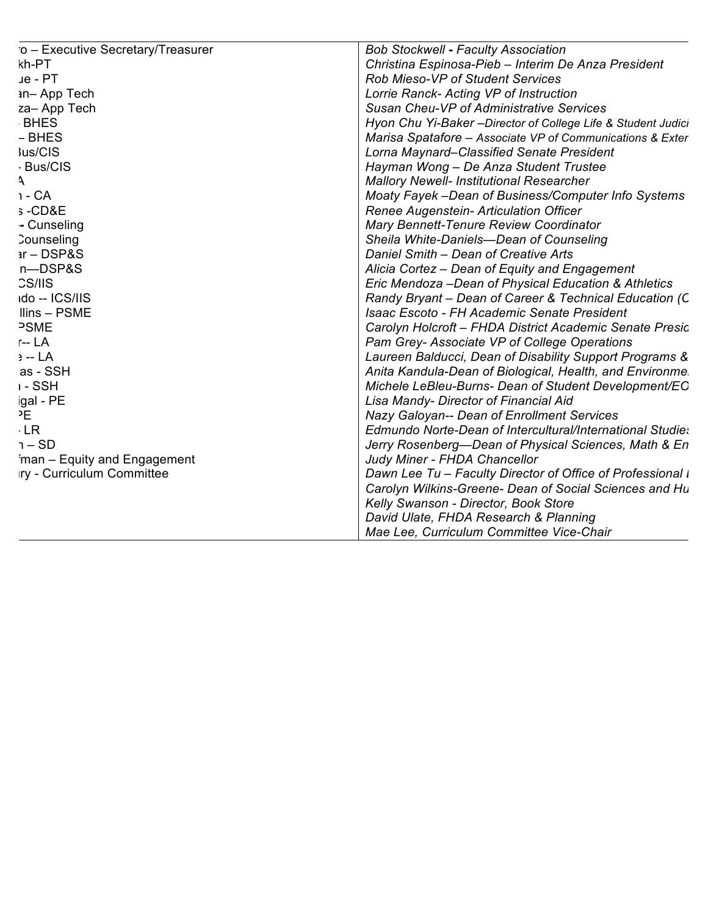| | |
|---|---|
| o – Executive Secretary/Treasurer | *Bob Stockwell* **-** *Faculty Association* |
| kh-PT | *Christina Espinosa-Pieb – Interim De Anza President* |
| ue - PT | *Rob Mieso-VP of Student Services* |
| an– App Tech | *Lorrie Ranck- Acting VP of Instruction* |
| za– App Tech | *Susan Cheu-VP of Administrative Services* |
| BHES | *Hyon Chu Yi-Baker –Director of College Life & Student Judici* |
| – BHES | *Marisa Spatafore – Associate VP of Communications & Exter* |
| Bus/CIS | *Lorna Maynard–Classified Senate President* |
| Bus/CIS | *Hayman Wong – De Anza Student Trustee* |
| A | *Mallory Newell- Institutional Researcher* |
| n - CA | *Moaty Fayek –Dean of Business/Computer Info Systems* |
| s -CD&E | *Renee Augenstein- Articulation Officer* |
| - Cunseling | *Mary Bennett-Tenure Review Coordinator* |
| Counseling | *Sheila White-Daniels—Dean of Counseling* |
| ar – DSP&S | *Daniel Smith – Dean of Creative Arts* |
| n—DSP&S | *Alicia Cortez – Dean of Equity and Engagement* |
| CS/IIS | *Eric Mendoza –Dean of Physical Education & Athletics* |
| ado -- ICS/IIS | *Randy Bryant – Dean of Career & Technical Education (C* |
| llins – PSME | *Isaac Escoto - FH Academic Senate President* |
| PSME | *Carolyn Holcroft – FHDA District Academic Senate Presid* |
| r-- LA | *Pam Grey- Associate VP of College Operations* |
| e -- LA | *Laureen Balducci, Dean of Disability Support Programs &* |
| as - SSH | *Anita Kandula-Dean of Biological, Health, and Environme* |
| n - SSH | *Michele LeBleu-Burns- Dean of Student Development/EO* |
| igal - PE | *Lisa Mandy- Director of Financial Aid* |
| PE | *Nazy Galoyan-- Dean of Enrollment Services* |
| LR | *Edmundo Norte-Dean of Intercultural/International Studies* |
| n – SD | *Jerry Rosenberg—Dean of Physical Sciences, Math & En* |
| fman – Equity and Engagement | *Judy Miner - FHDA Chancellor* |
| ry - Curriculum Committee | *Dawn Lee Tu – Faculty Director of Office of Professional* |
| | *Carolyn Wilkins-Greene- Dean of Social Sciences and Hu* |
| | *Kelly Swanson - Director, Book Store* |
| | *David Ulate, FHDA Research & Planning* |
| | *Mae Lee, Curriculum Committee Vice-Chair* |